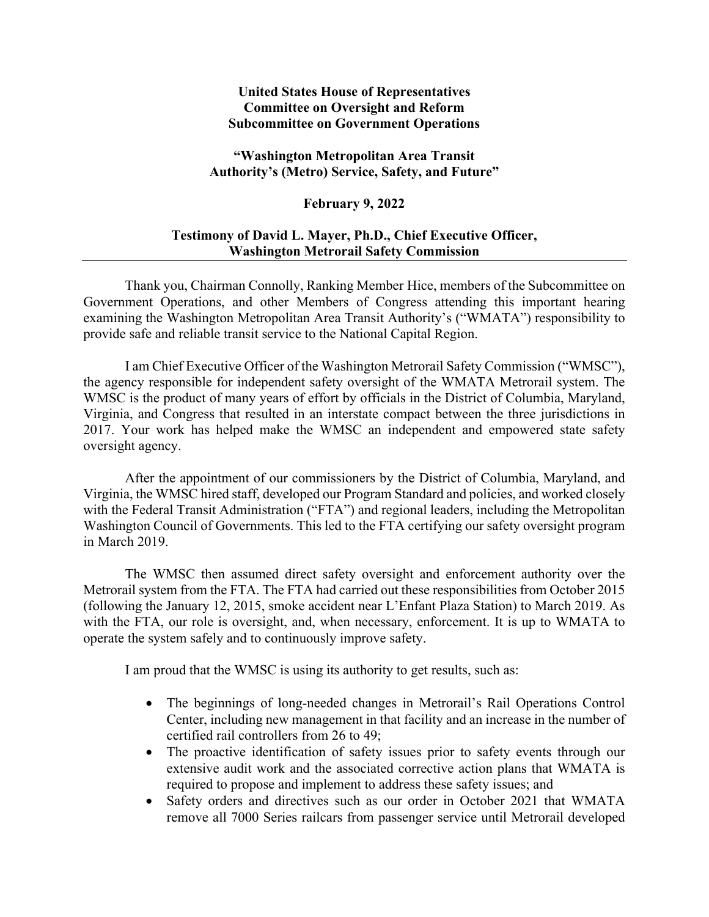**United States House of Representatives**
**Committee on Oversight and Reform**
**Subcommittee on Government Operations**

**"Washington Metropolitan Area Transit Authority's (Metro) Service, Safety, and Future"**

**February 9, 2022**

**Testimony of David L. Mayer, Ph.D., Chief Executive Officer, Washington Metrorail Safety Commission**

---

Thank you, Chairman Connolly, Ranking Member Hice, members of the Subcommittee on Government Operations, and other Members of Congress attending this important hearing examining the Washington Metropolitan Area Transit Authority's ("WMATA") responsibility to provide safe and reliable transit service to the National Capital Region.

I am Chief Executive Officer of the Washington Metrorail Safety Commission ("WMSC"), the agency responsible for independent safety oversight of the WMATA Metrorail system. The WMSC is the product of many years of effort by officials in the District of Columbia, Maryland, Virginia, and Congress that resulted in an interstate compact between the three jurisdictions in 2017. Your work has helped make the WMSC an independent and empowered state safety oversight agency.

After the appointment of our commissioners by the District of Columbia, Maryland, and Virginia, the WMSC hired staff, developed our Program Standard and policies, and worked closely with the Federal Transit Administration ("FTA") and regional leaders, including the Metropolitan Washington Council of Governments. This led to the FTA certifying our safety oversight program in March 2019.

The WMSC then assumed direct safety oversight and enforcement authority over the Metrorail system from the FTA. The FTA had carried out these responsibilities from October 2015 (following the January 12, 2015, smoke accident near L'Enfant Plaza Station) to March 2019. As with the FTA, our role is oversight, and, when necessary, enforcement. It is up to WMATA to operate the system safely and to continuously improve safety.

I am proud that the WMSC is using its authority to get results, such as:

- The beginnings of long-needed changes in Metrorail's Rail Operations Control Center, including new management in that facility and an increase in the number of certified rail controllers from 26 to 49;
- The proactive identification of safety issues prior to safety events through our extensive audit work and the associated corrective action plans that WMATA is required to propose and implement to address these safety issues; and
- Safety orders and directives such as our order in October 2021 that WMATA remove all 7000 Series railcars from passenger service until Metrorail developed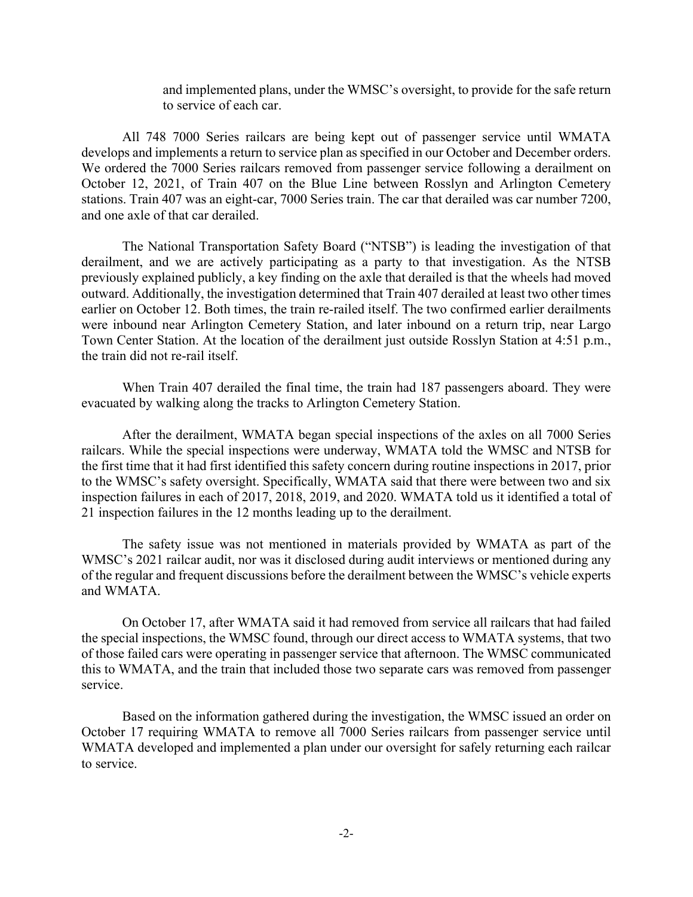and implemented plans, under the WMSC's oversight, to provide for the safe return to service of each car.

All 748 7000 Series railcars are being kept out of passenger service until WMATA develops and implements a return to service plan as specified in our October and December orders. We ordered the 7000 Series railcars removed from passenger service following a derailment on October 12, 2021, of Train 407 on the Blue Line between Rosslyn and Arlington Cemetery stations. Train 407 was an eight-car, 7000 Series train. The car that derailed was car number 7200, and one axle of that car derailed.

The National Transportation Safety Board ("NTSB") is leading the investigation of that derailment, and we are actively participating as a party to that investigation. As the NTSB previously explained publicly, a key finding on the axle that derailed is that the wheels had moved outward. Additionally, the investigation determined that Train 407 derailed at least two other times earlier on October 12. Both times, the train re-railed itself. The two confirmed earlier derailments were inbound near Arlington Cemetery Station, and later inbound on a return trip, near Largo Town Center Station. At the location of the derailment just outside Rosslyn Station at 4:51 p.m., the train did not re-rail itself.

When Train 407 derailed the final time, the train had 187 passengers aboard. They were evacuated by walking along the tracks to Arlington Cemetery Station.

After the derailment, WMATA began special inspections of the axles on all 7000 Series railcars. While the special inspections were underway, WMATA told the WMSC and NTSB for the first time that it had first identified this safety concern during routine inspections in 2017, prior to the WMSC's safety oversight. Specifically, WMATA said that there were between two and six inspection failures in each of 2017, 2018, 2019, and 2020. WMATA told us it identified a total of 21 inspection failures in the 12 months leading up to the derailment.

The safety issue was not mentioned in materials provided by WMATA as part of the WMSC's 2021 railcar audit, nor was it disclosed during audit interviews or mentioned during any of the regular and frequent discussions before the derailment between the WMSC's vehicle experts and WMATA.

On October 17, after WMATA said it had removed from service all railcars that had failed the special inspections, the WMSC found, through our direct access to WMATA systems, that two of those failed cars were operating in passenger service that afternoon. The WMSC communicated this to WMATA, and the train that included those two separate cars was removed from passenger service.

Based on the information gathered during the investigation, the WMSC issued an order on October 17 requiring WMATA to remove all 7000 Series railcars from passenger service until WMATA developed and implemented a plan under our oversight for safely returning each railcar to service.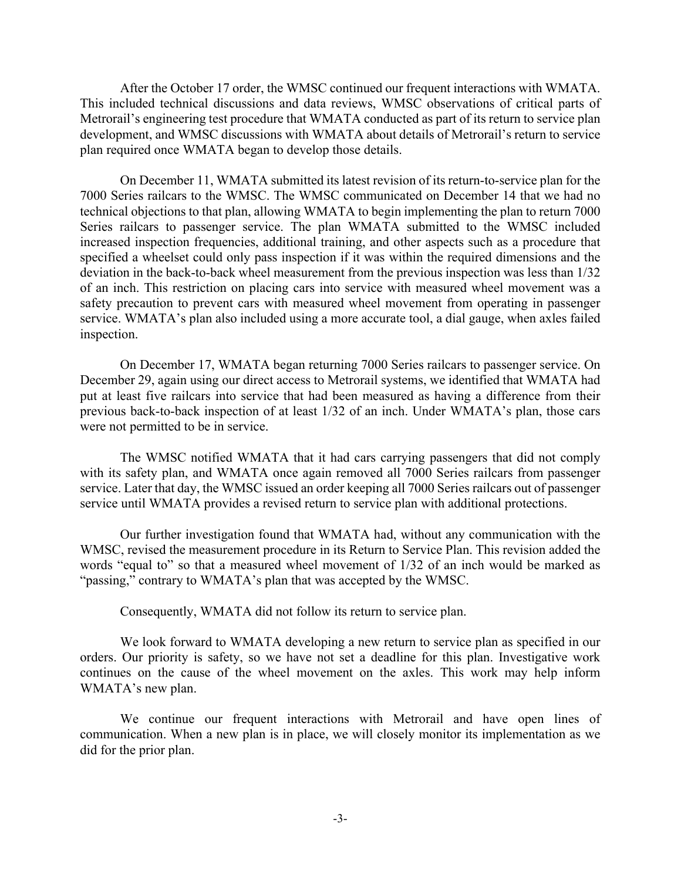After the October 17 order, the WMSC continued our frequent interactions with WMATA. This included technical discussions and data reviews, WMSC observations of critical parts of Metrorail's engineering test procedure that WMATA conducted as part of its return to service plan development, and WMSC discussions with WMATA about details of Metrorail's return to service plan required once WMATA began to develop those details.

On December 11, WMATA submitted its latest revision of its return-to-service plan for the 7000 Series railcars to the WMSC. The WMSC communicated on December 14 that we had no technical objections to that plan, allowing WMATA to begin implementing the plan to return 7000 Series railcars to passenger service. The plan WMATA submitted to the WMSC included increased inspection frequencies, additional training, and other aspects such as a procedure that specified a wheelset could only pass inspection if it was within the required dimensions and the deviation in the back-to-back wheel measurement from the previous inspection was less than 1/32 of an inch. This restriction on placing cars into service with measured wheel movement was a safety precaution to prevent cars with measured wheel movement from operating in passenger service. WMATA's plan also included using a more accurate tool, a dial gauge, when axles failed inspection.

On December 17, WMATA began returning 7000 Series railcars to passenger service. On December 29, again using our direct access to Metrorail systems, we identified that WMATA had put at least five railcars into service that had been measured as having a difference from their previous back-to-back inspection of at least 1/32 of an inch. Under WMATA's plan, those cars were not permitted to be in service.

The WMSC notified WMATA that it had cars carrying passengers that did not comply with its safety plan, and WMATA once again removed all 7000 Series railcars from passenger service. Later that day, the WMSC issued an order keeping all 7000 Series railcars out of passenger service until WMATA provides a revised return to service plan with additional protections.

Our further investigation found that WMATA had, without any communication with the WMSC, revised the measurement procedure in its Return to Service Plan. This revision added the words "equal to" so that a measured wheel movement of 1/32 of an inch would be marked as "passing," contrary to WMATA's plan that was accepted by the WMSC.

Consequently, WMATA did not follow its return to service plan.

We look forward to WMATA developing a new return to service plan as specified in our orders. Our priority is safety, so we have not set a deadline for this plan. Investigative work continues on the cause of the wheel movement on the axles. This work may help inform WMATA's new plan.

We continue our frequent interactions with Metrorail and have open lines of communication. When a new plan is in place, we will closely monitor its implementation as we did for the prior plan.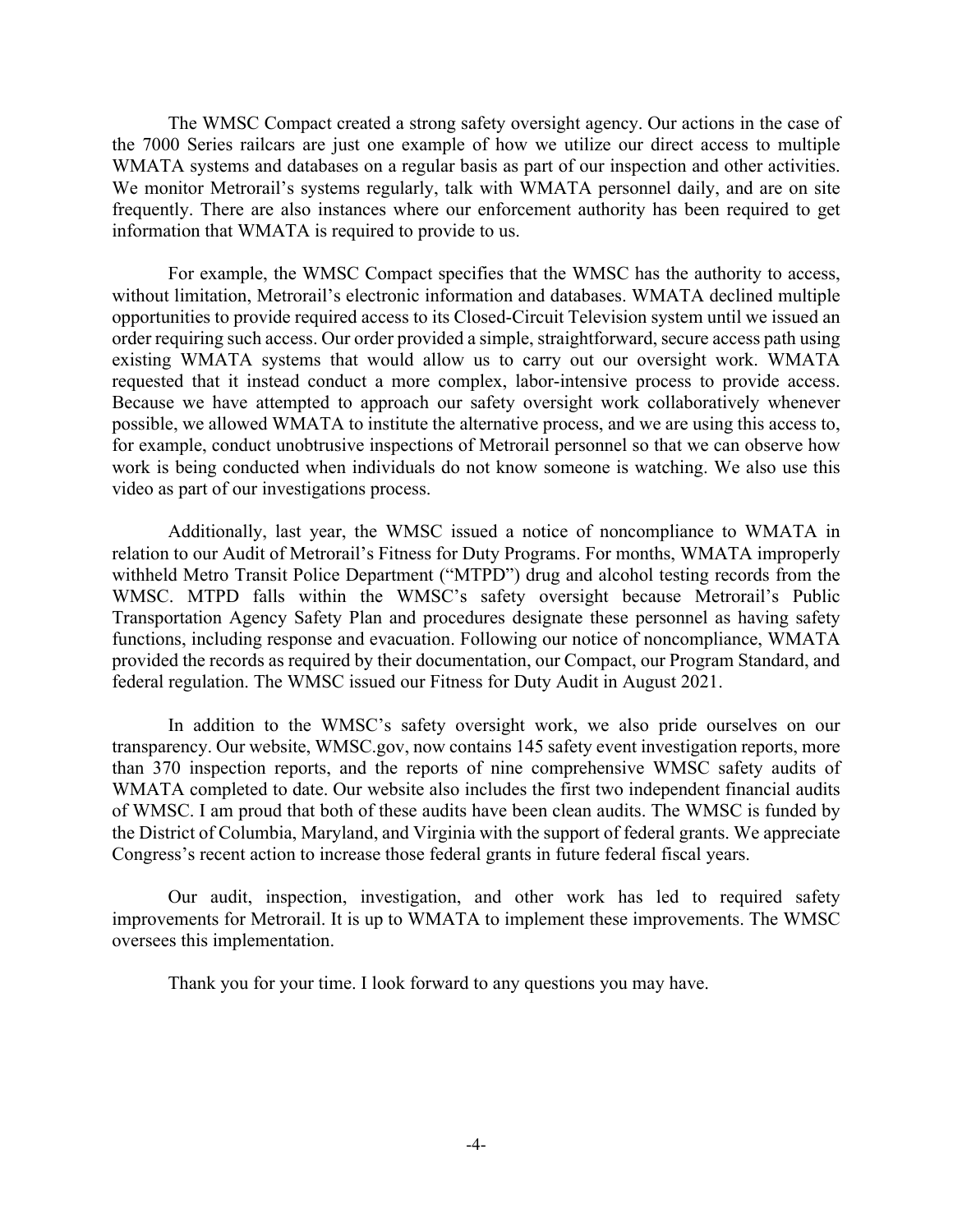The WMSC Compact created a strong safety oversight agency. Our actions in the case of the 7000 Series railcars are just one example of how we utilize our direct access to multiple WMATA systems and databases on a regular basis as part of our inspection and other activities. We monitor Metrorail's systems regularly, talk with WMATA personnel daily, and are on site frequently. There are also instances where our enforcement authority has been required to get information that WMATA is required to provide to us.

For example, the WMSC Compact specifies that the WMSC has the authority to access, without limitation, Metrorail's electronic information and databases. WMATA declined multiple opportunities to provide required access to its Closed-Circuit Television system until we issued an order requiring such access. Our order provided a simple, straightforward, secure access path using existing WMATA systems that would allow us to carry out our oversight work. WMATA requested that it instead conduct a more complex, labor-intensive process to provide access. Because we have attempted to approach our safety oversight work collaboratively whenever possible, we allowed WMATA to institute the alternative process, and we are using this access to, for example, conduct unobtrusive inspections of Metrorail personnel so that we can observe how work is being conducted when individuals do not know someone is watching. We also use this video as part of our investigations process.

Additionally, last year, the WMSC issued a notice of noncompliance to WMATA in relation to our Audit of Metrorail's Fitness for Duty Programs. For months, WMATA improperly withheld Metro Transit Police Department ("MTPD") drug and alcohol testing records from the WMSC. MTPD falls within the WMSC's safety oversight because Metrorail's Public Transportation Agency Safety Plan and procedures designate these personnel as having safety functions, including response and evacuation. Following our notice of noncompliance, WMATA provided the records as required by their documentation, our Compact, our Program Standard, and federal regulation. The WMSC issued our Fitness for Duty Audit in August 2021.

In addition to the WMSC's safety oversight work, we also pride ourselves on our transparency. Our website, WMSC.gov, now contains 145 safety event investigation reports, more than 370 inspection reports, and the reports of nine comprehensive WMSC safety audits of WMATA completed to date. Our website also includes the first two independent financial audits of WMSC. I am proud that both of these audits have been clean audits. The WMSC is funded by the District of Columbia, Maryland, and Virginia with the support of federal grants. We appreciate Congress's recent action to increase those federal grants in future federal fiscal years.

Our audit, inspection, investigation, and other work has led to required safety improvements for Metrorail. It is up to WMATA to implement these improvements. The WMSC oversees this implementation.

Thank you for your time. I look forward to any questions you may have.